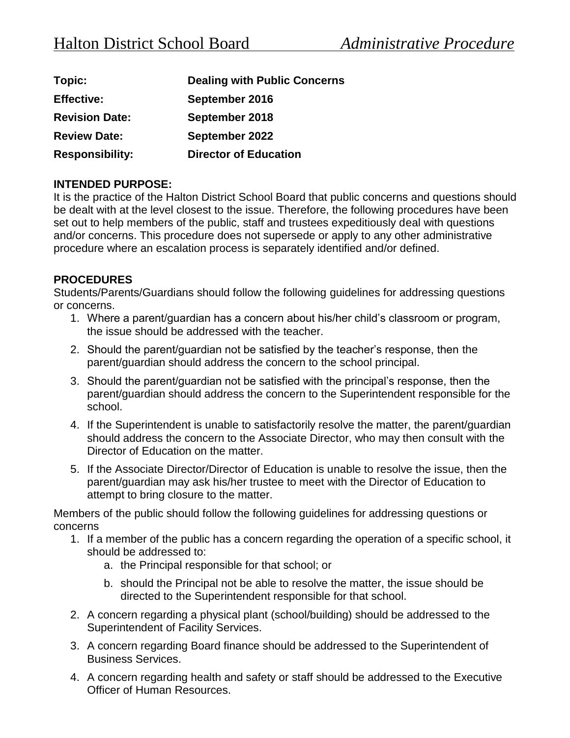# Halton District School Board *Administrative Procedure*

| | |
|---|---|
| **Topic:** | **Dealing with Public Concerns** |
| **Effective:** | **September 2016** |
| **Revision Date:** | **September 2018** |
| **Review Date:** | **September 2022** |
| **Responsibility:** | **Director of Education** |

**INTENDED PURPOSE:**

It is the practice of the Halton District School Board that public concerns and questions should be dealt with at the level closest to the issue. Therefore, the following procedures have been set out to help members of the public, staff and trustees expeditiously deal with questions and/or concerns. This procedure does not supersede or apply to any other administrative procedure where an escalation process is separately identified and/or defined.

**PROCEDURES**

Students/Parents/Guardians should follow the following guidelines for addressing questions or concerns.

1. Where a parent/guardian has a concern about his/her child's classroom or program, the issue should be addressed with the teacher.
2. Should the parent/guardian not be satisfied by the teacher's response, then the parent/guardian should address the concern to the school principal.
3. Should the parent/guardian not be satisfied with the principal's response, then the parent/guardian should address the concern to the Superintendent responsible for the school.
4. If the Superintendent is unable to satisfactorily resolve the matter, the parent/guardian should address the concern to the Associate Director, who may then consult with the Director of Education on the matter.
5. If the Associate Director/Director of Education is unable to resolve the issue, then the parent/guardian may ask his/her trustee to meet with the Director of Education to attempt to bring closure to the matter.

Members of the public should follow the following guidelines for addressing questions or concerns

1. If a member of the public has a concern regarding the operation of a specific school, it should be addressed to:
    a. the Principal responsible for that school; or
    b. should the Principal not be able to resolve the matter, the issue should be directed to the Superintendent responsible for that school.
2. A concern regarding a physical plant (school/building) should be addressed to the Superintendent of Facility Services.
3. A concern regarding Board finance should be addressed to the Superintendent of Business Services.
4. A concern regarding health and safety or staff should be addressed to the Executive Officer of Human Resources.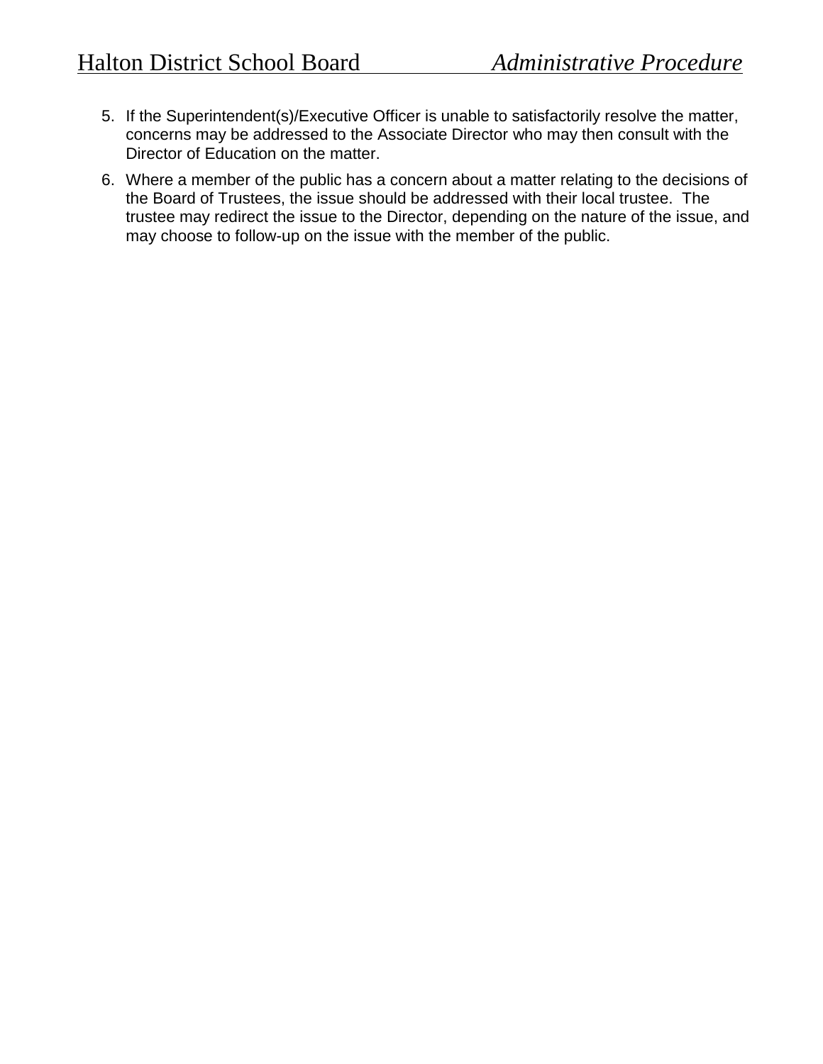5. If the Superintendent(s)/Executive Officer is unable to satisfactorily resolve the matter, concerns may be addressed to the Associate Director who may then consult with the Director of Education on the matter.
6. Where a member of the public has a concern about a matter relating to the decisions of the Board of Trustees, the issue should be addressed with their local trustee. The trustee may redirect the issue to the Director, depending on the nature of the issue, and may choose to follow-up on the issue with the member of the public.